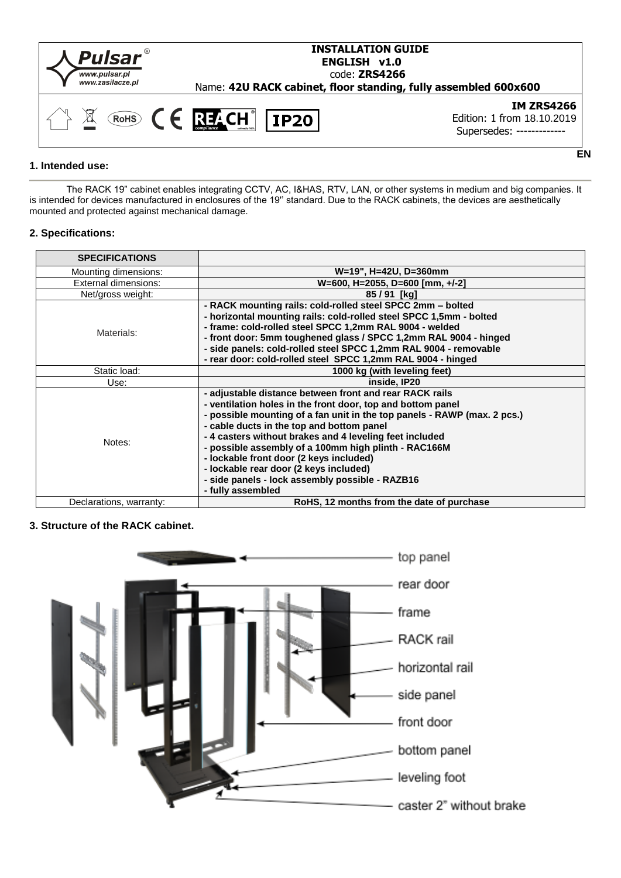| Pulsar® www.pulsar.pl www.zasilacze.pl | **INSTALLATION GUIDE** **ENGLISH v1.0** code: **ZRS4266** Name: **42U RACK cabinet, floor standing, fully assembled 600x600** |
|---|---|
| RoHS CE REACH IP20 | **IM ZRS4266** Edition: 1 from 18.10.2019 Supersedes: ------------- |

EN

## 1. Intended use:

The RACK 19" cabinet enables integrating CCTV, AC, I&HAS, RTV, LAN, or other systems in medium and big companies. It is intended for devices manufactured in enclosures of the 19'' standard. Due to the RACK cabinets, the devices are aesthetically mounted and protected against mechanical damage.

## 2. Specifications:

| SPECIFICATIONS | |
|---|---|
| Mounting dimensions: | **W=19", H=42U, D=360mm** |
| External dimensions: | **W=600, H=2055, D=600 [mm, +/-2]** |
| Net/gross weight: | **85 / 91 [kg]** |
| Materials: | **- RACK mounting rails: cold-rolled steel SPCC 2mm – bolted**<br>**- horizontal mounting rails: cold-rolled steel SPCC 1,5mm - bolted**<br>**- frame: cold-rolled steel SPCC 1,2mm RAL 9004 - welded**<br>**- front door: 5mm toughened glass / SPCC 1,2mm RAL 9004 - hinged**<br>**- side panels: cold-rolled steel SPCC 1,2mm RAL 9004 - removable**<br>**- rear door: cold-rolled steel SPCC 1,2mm RAL 9004 - hinged** |
| Static load: | **1000 kg (with leveling feet)** |
| Use: | **inside, IP20** |
| Notes: | **- adjustable distance between front and rear RACK rails**<br>**- ventilation holes in the front door, top and bottom panel**<br>**- possible mounting of a fan unit in the top panels - RAWP (max. 2 pcs.)**<br>**- cable ducts in the top and bottom panel**<br>**- 4 casters without brakes and 4 leveling feet included**<br>**- possible assembly of a 100mm high plinth - RAC166M**<br>**- lockable front door (2 keys included)**<br>**- lockable rear door (2 keys included)**<br>**- side panels - lock assembly possible - RAZB16**<br>**- fully assembled** |
| Declarations, warranty: | **RoHS, 12 months from the date of purchase** |

## 3. Structure of the RACK cabinet.

- top panel
- rear door
- frame
- RACK rail
- horizontal rail
- side panel
- front door
- bottom panel
- leveling foot
- caster 2" without brake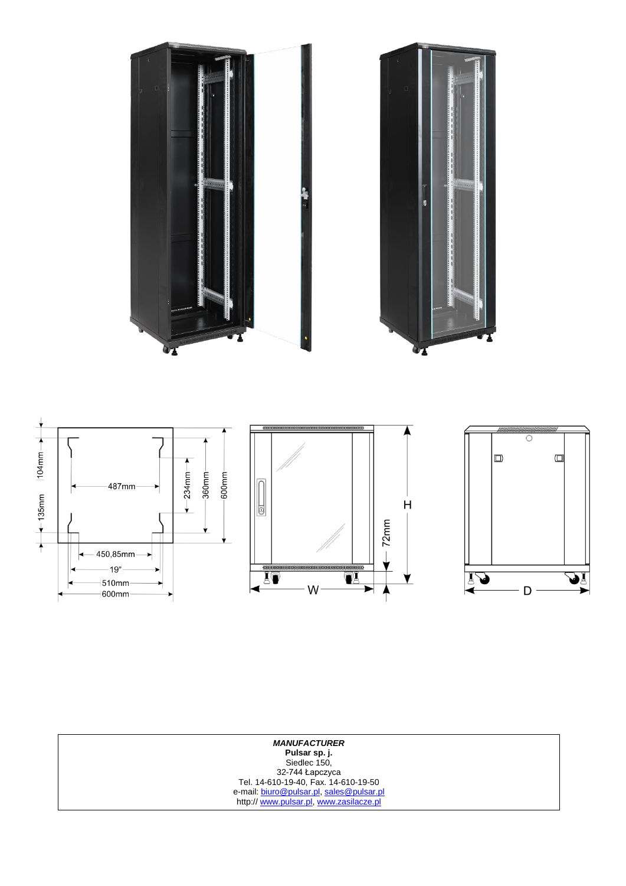104mm

135mm

487mm

234mm

360mm

600mm

450,85mm

19"

510mm

600mm

72mm

H

W

D

***MANUFACTURER***
**Pulsar sp. j.**
Siedlec 150,
32-744 Łapczyca
Tel. 14-610-19-40, Fax. 14-610-19-50
e-mail: biuro@pulsar.pl, sales@pulsar.pl
http:// www.pulsar.pl, www.zasilacze.pl